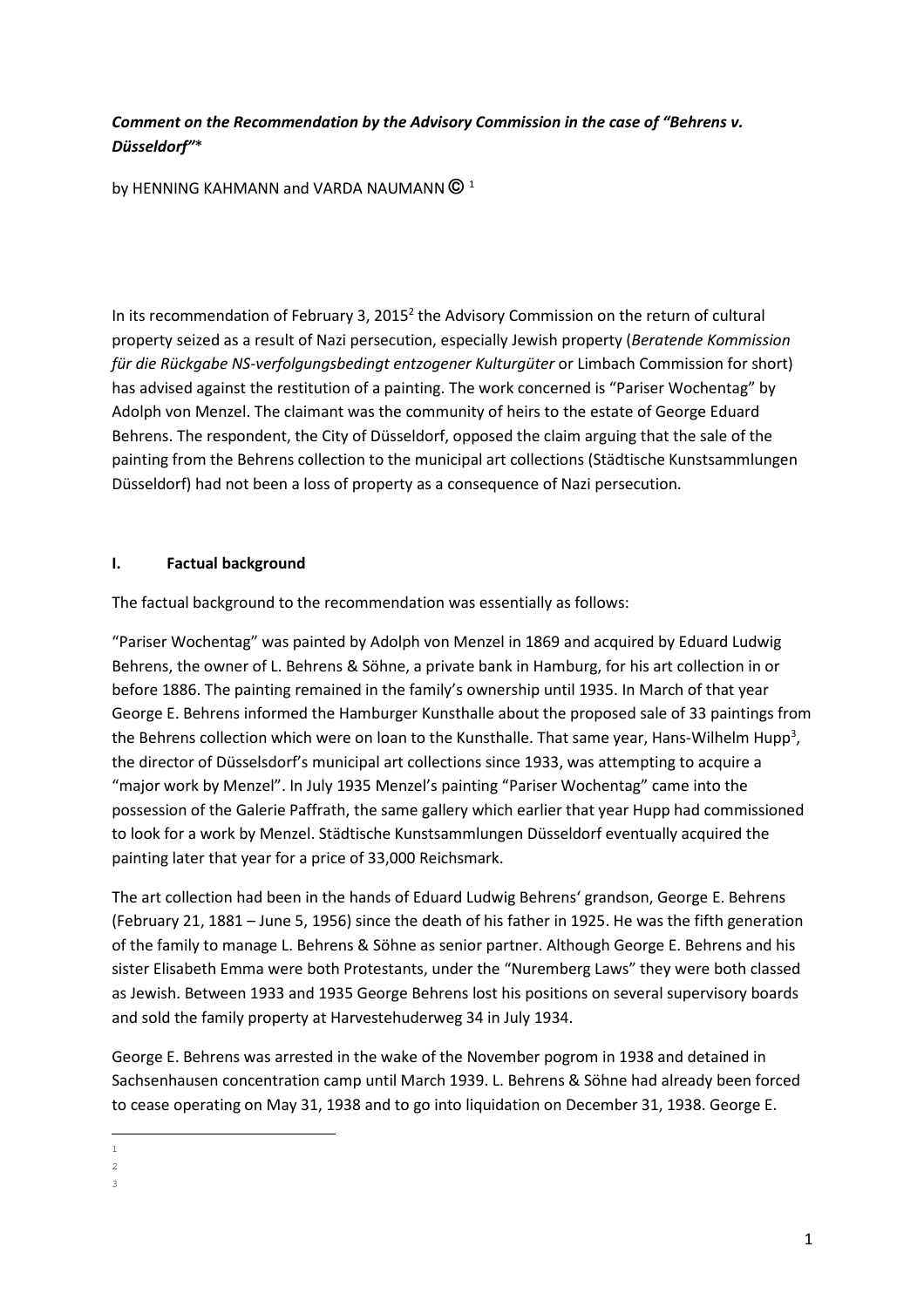***Comment on the Recommendation by the Advisory Commission in the case of "Behrens v. Düsseldorf"****

by HENNING KAHMANN and VARDA NAUMANN © [1]

In its recommendation of February 3, 2015[2] the Advisory Commission on the return of cultural property seized as a result of Nazi persecution, especially Jewish property (*Beratende Kommission für die Rückgabe NS-verfolgungsbedingt entzogener Kulturgüter* or Limbach Commission for short) has advised against the restitution of a painting. The work concerned is "Pariser Wochentag" by Adolph von Menzel. The claimant was the community of heirs to the estate of George Eduard Behrens. The respondent, the City of Düsseldorf, opposed the claim arguing that the sale of the painting from the Behrens collection to the municipal art collections (Städtische Kunstsammlungen Düsseldorf) had not been a loss of property as a consequence of Nazi persecution.

## I. Factual background

The factual background to the recommendation was essentially as follows:

"Pariser Wochentag" was painted by Adolph von Menzel in 1869 and acquired by Eduard Ludwig Behrens, the owner of L. Behrens & Söhne, a private bank in Hamburg, for his art collection in or before 1886. The painting remained in the family's ownership until 1935. In March of that year George E. Behrens informed the Hamburger Kunsthalle about the proposed sale of 33 paintings from the Behrens collection which were on loan to the Kunsthalle. That same year, Hans-Wilhelm Hupp[3], the director of Düsseldorf's municipal art collections since 1933, was attempting to acquire a "major work by Menzel". In July 1935 Menzel's painting "Pariser Wochentag" came into the possession of the Galerie Paffrath, the same gallery which earlier that year Hupp had commissioned to look for a work by Menzel. Städtische Kunstsammlungen Düsseldorf eventually acquired the painting later that year for a price of 33,000 Reichsmark.

The art collection had been in the hands of Eduard Ludwig Behrens' grandson, George E. Behrens (February 21, 1881 – June 5, 1956) since the death of his father in 1925. He was the fifth generation of the family to manage L. Behrens & Söhne as senior partner. Although George E. Behrens and his sister Elisabeth Emma were both Protestants, under the "Nuremberg Laws" they were both classed as Jewish. Between 1933 and 1935 George Behrens lost his positions on several supervisory boards and sold the family property at Harvestehuderweg 34 in July 1934.

George E. Behrens was arrested in the wake of the November pogrom in 1938 and detained in Sachsenhausen concentration camp until March 1939. L. Behrens & Söhne had already been forced to cease operating on May 31, 1938 and to go into liquidation on December 31, 1938. George E.

1

2

3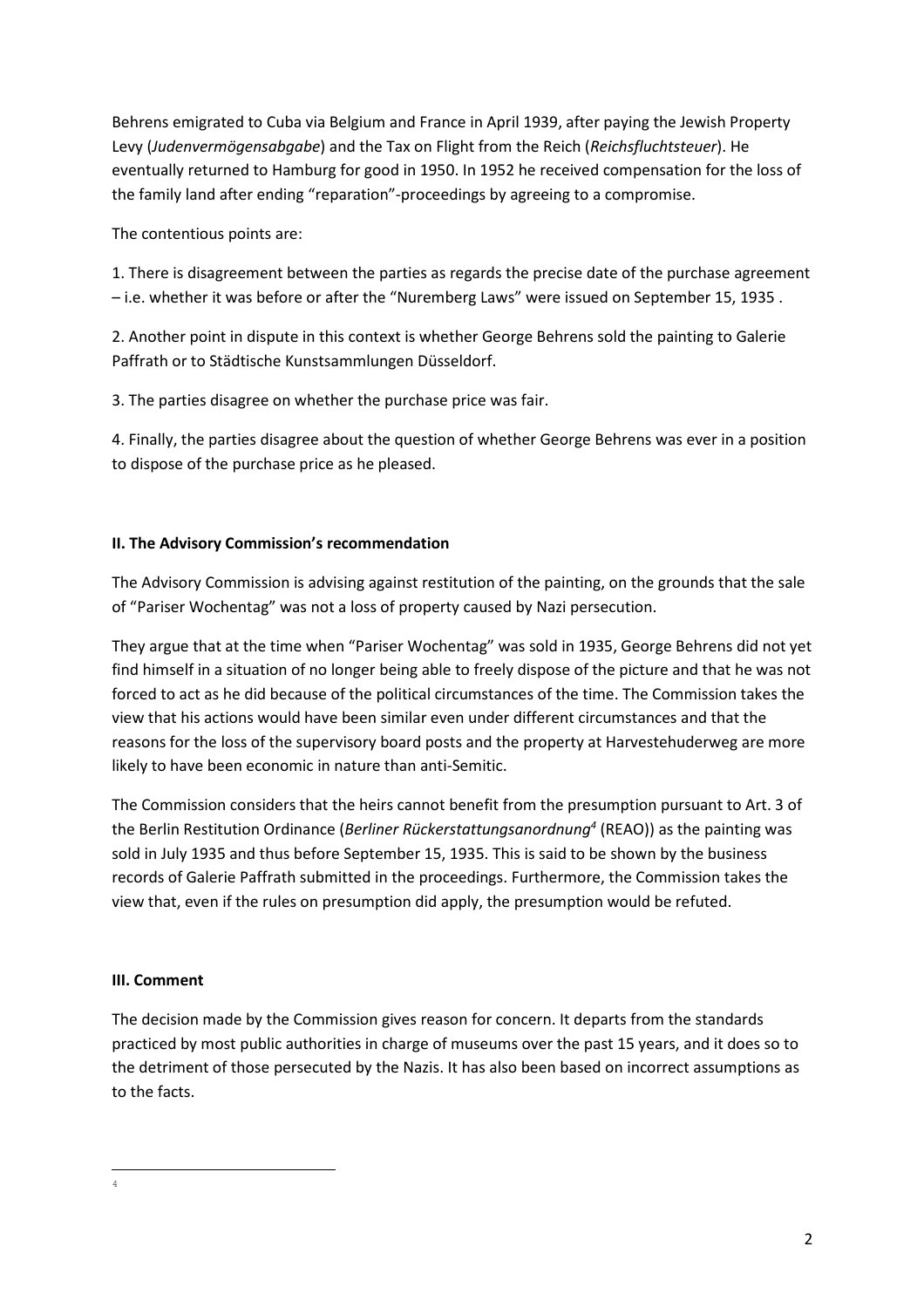Behrens emigrated to Cuba via Belgium and France in April 1939, after paying the Jewish Property Levy (*Judenvermögensabgabe*) and the Tax on Flight from the Reich (*Reichsfluchtsteuer*). He eventually returned to Hamburg for good in 1950. In 1952 he received compensation for the loss of the family land after ending "reparation"-proceedings by agreeing to a compromise.

The contentious points are:

1. There is disagreement between the parties as regards the precise date of the purchase agreement – i.e. whether it was before or after the "Nuremberg Laws" were issued on September 15, 1935 .

2. Another point in dispute in this context is whether George Behrens sold the painting to Galerie Paffrath or to Städtische Kunstsammlungen Düsseldorf.

3. The parties disagree on whether the purchase price was fair.

4. Finally, the parties disagree about the question of whether George Behrens was ever in a position to dispose of the purchase price as he pleased.

**II. The Advisory Commission's recommendation**

The Advisory Commission is advising against restitution of the painting, on the grounds that the sale of "Pariser Wochentag" was not a loss of property caused by Nazi persecution.

They argue that at the time when "Pariser Wochentag" was sold in 1935, George Behrens did not yet find himself in a situation of no longer being able to freely dispose of the picture and that he was not forced to act as he did because of the political circumstances of the time. The Commission takes the view that his actions would have been similar even under different circumstances and that the reasons for the loss of the supervisory board posts and the property at Harvestehuderweg are more likely to have been economic in nature than anti-Semitic.

The Commission considers that the heirs cannot benefit from the presumption pursuant to Art. 3 of the Berlin Restitution Ordinance (*Berliner Rückerstattungsanordnung*[4] (REAO)) as the painting was sold in July 1935 and thus before September 15, 1935. This is said to be shown by the business records of Galerie Paffrath submitted in the proceedings. Furthermore, the Commission takes the view that, even if the rules on presumption did apply, the presumption would be refuted.

**III. Comment**

The decision made by the Commission gives reason for concern. It departs from the standards practiced by most public authorities in charge of museums over the past 15 years, and it does so to the detriment of those persecuted by the Nazis. It has also been based on incorrect assumptions as to the facts.

[4]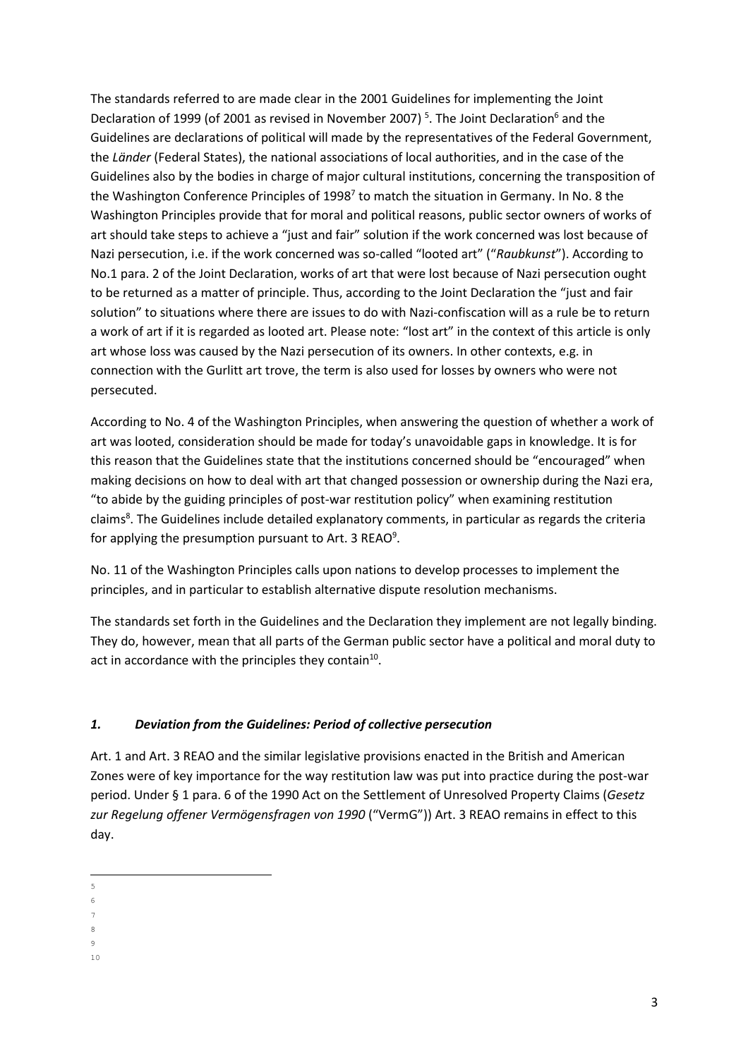The standards referred to are made clear in the 2001 Guidelines for implementing the Joint Declaration of 1999 (of 2001 as revised in November 2007) [5]. The Joint Declaration[6] and the Guidelines are declarations of political will made by the representatives of the Federal Government, the *Länder* (Federal States), the national associations of local authorities, and in the case of the Guidelines also by the bodies in charge of major cultural institutions, concerning the transposition of the Washington Conference Principles of 1998[7] to match the situation in Germany. In No. 8 the Washington Principles provide that for moral and political reasons, public sector owners of works of art should take steps to achieve a "just and fair" solution if the work concerned was lost because of Nazi persecution, i.e. if the work concerned was so-called "looted art" ("*Raubkunst*"). According to No.1 para. 2 of the Joint Declaration, works of art that were lost because of Nazi persecution ought to be returned as a matter of principle. Thus, according to the Joint Declaration the "just and fair solution" to situations where there are issues to do with Nazi-confiscation will as a rule be to return a work of art if it is regarded as looted art. Please note: "lost art" in the context of this article is only art whose loss was caused by the Nazi persecution of its owners. In other contexts, e.g. in connection with the Gurlitt art trove, the term is also used for losses by owners who were not persecuted.

According to No. 4 of the Washington Principles, when answering the question of whether a work of art was looted, consideration should be made for today's unavoidable gaps in knowledge. It is for this reason that the Guidelines state that the institutions concerned should be "encouraged" when making decisions on how to deal with art that changed possession or ownership during the Nazi era, "to abide by the guiding principles of post-war restitution policy" when examining restitution claims[8]. The Guidelines include detailed explanatory comments, in particular as regards the criteria for applying the presumption pursuant to Art. 3 REAO[9].

No. 11 of the Washington Principles calls upon nations to develop processes to implement the principles, and in particular to establish alternative dispute resolution mechanisms.

The standards set forth in the Guidelines and the Declaration they implement are not legally binding. They do, however, mean that all parts of the German public sector have a political and moral duty to act in accordance with the principles they contain[10].

### *1. Deviation from the Guidelines: Period of collective persecution*

Art. 1 and Art. 3 REAO and the similar legislative provisions enacted in the British and American Zones were of key importance for the way restitution law was put into practice during the post-war period. Under § 1 para. 6 of the 1990 Act on the Settlement of Unresolved Property Claims (*Gesetz zur Regelung offener Vermögensfragen von 1990* ("VermG")) Art. 3 REAO remains in effect to this day.

5

6

7

8

9

10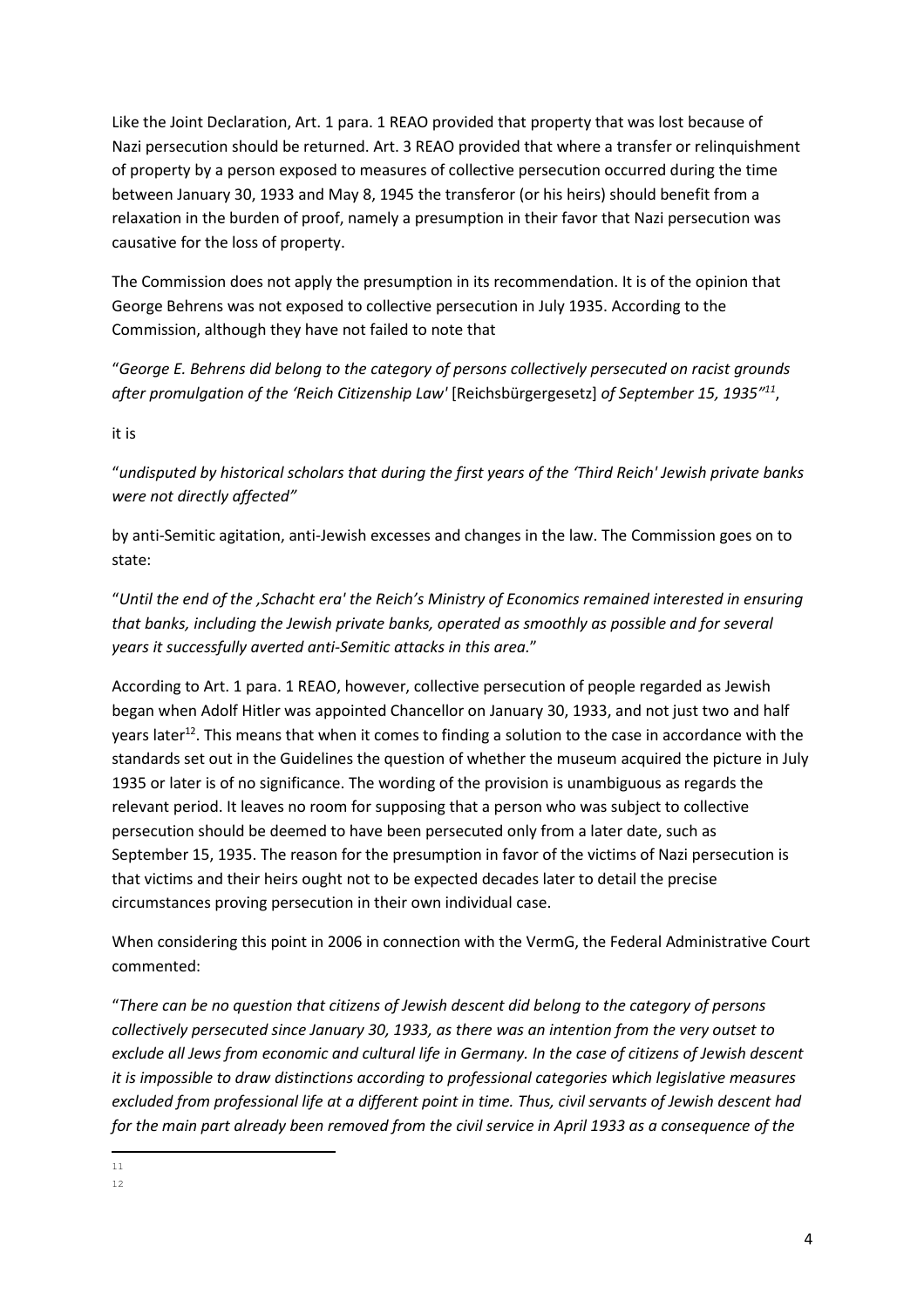Like the Joint Declaration, Art. 1 para. 1 REAO provided that property that was lost because of Nazi persecution should be returned. Art. 3 REAO provided that where a transfer or relinquishment of property by a person exposed to measures of collective persecution occurred during the time between January 30, 1933 and May 8, 1945 the transferor (or his heirs) should benefit from a relaxation in the burden of proof, namely a presumption in their favor that Nazi persecution was causative for the loss of property.

The Commission does not apply the presumption in its recommendation. It is of the opinion that George Behrens was not exposed to collective persecution in July 1935. According to the Commission, although they have not failed to note that

"*George E. Behrens did belong to the category of persons collectively persecuted on racist grounds after promulgation of the 'Reich Citizenship Law'* [Reichsbürgergesetz] *of September 15, 1935"*[11],

it is

"*undisputed by historical scholars that during the first years of the 'Third Reich' Jewish private banks were not directly affected"*

by anti-Semitic agitation, anti-Jewish excesses and changes in the law. The Commission goes on to state:

"*Until the end of the ,Schacht era' the Reich's Ministry of Economics remained interested in ensuring that banks, including the Jewish private banks, operated as smoothly as possible and for several years it successfully averted anti-Semitic attacks in this area.*"

According to Art. 1 para. 1 REAO, however, collective persecution of people regarded as Jewish began when Adolf Hitler was appointed Chancellor on January 30, 1933, and not just two and half years later[12]. This means that when it comes to finding a solution to the case in accordance with the standards set out in the Guidelines the question of whether the museum acquired the picture in July 1935 or later is of no significance. The wording of the provision is unambiguous as regards the relevant period. It leaves no room for supposing that a person who was subject to collective persecution should be deemed to have been persecuted only from a later date, such as September 15, 1935. The reason for the presumption in favor of the victims of Nazi persecution is that victims and their heirs ought not to be expected decades later to detail the precise circumstances proving persecution in their own individual case.

When considering this point in 2006 in connection with the VermG, the Federal Administrative Court commented:

"*There can be no question that citizens of Jewish descent did belong to the category of persons collectively persecuted since January 30, 1933, as there was an intention from the very outset to exclude all Jews from economic and cultural life in Germany. In the case of citizens of Jewish descent it is impossible to draw distinctions according to professional categories which legislative measures excluded from professional life at a different point in time. Thus, civil servants of Jewish descent had for the main part already been removed from the civil service in April 1933 as a consequence of the*

---

11

12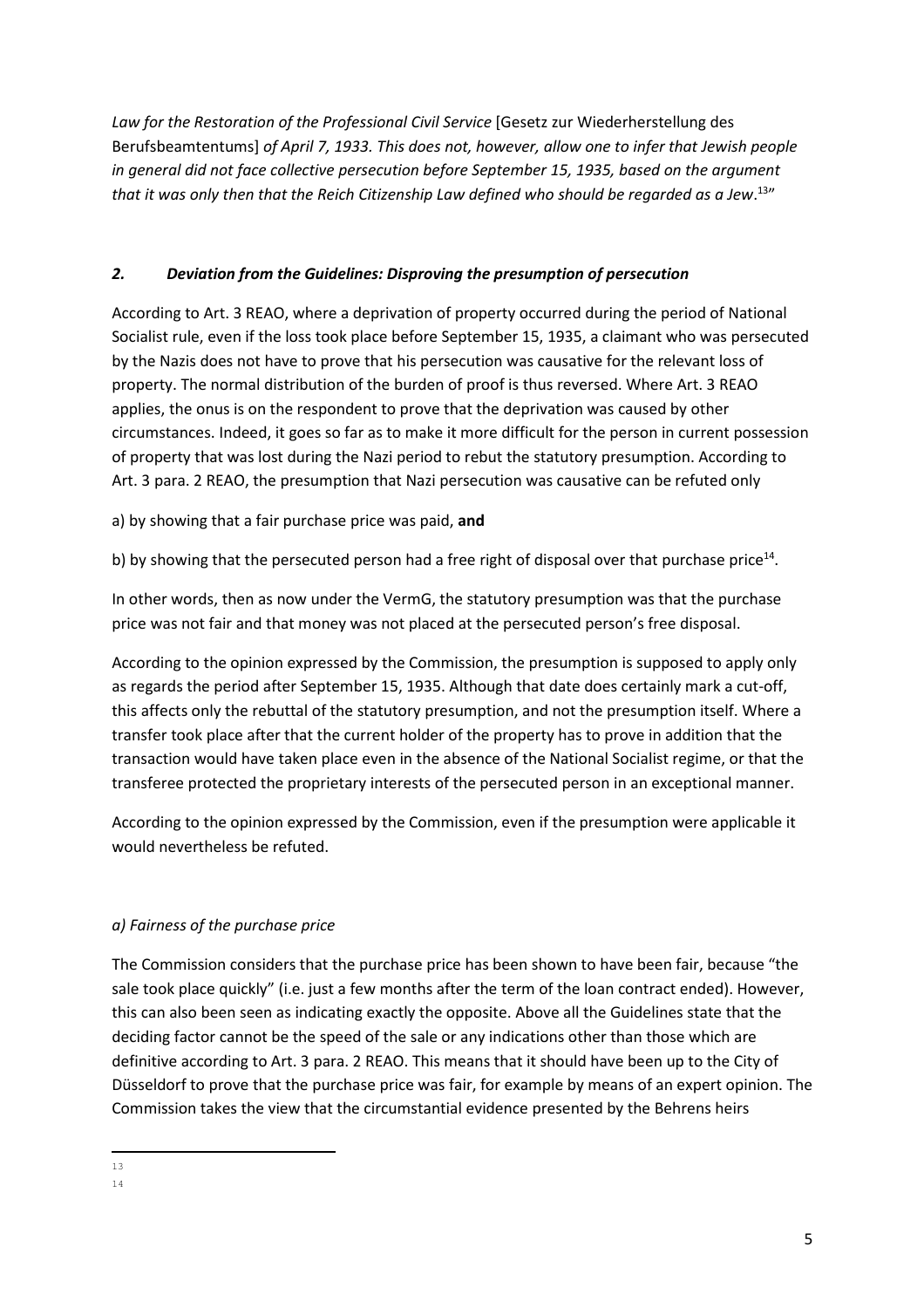*Law for the Restoration of the Professional Civil Service* [Gesetz zur Wiederherstellung des Berufsbeamtentums] *of April 7, 1933. This does not, however, allow one to infer that Jewish people in general did not face collective persecution before September 15, 1935, based on the argument that it was only then that the Reich Citizenship Law defined who should be regarded as a Jew*.[13]"

### *2. Deviation from the Guidelines: Disproving the presumption of persecution*

According to Art. 3 REAO, where a deprivation of property occurred during the period of National Socialist rule, even if the loss took place before September 15, 1935, a claimant who was persecuted by the Nazis does not have to prove that his persecution was causative for the relevant loss of property. The normal distribution of the burden of proof is thus reversed. Where Art. 3 REAO applies, the onus is on the respondent to prove that the deprivation was caused by other circumstances. Indeed, it goes so far as to make it more difficult for the person in current possession of property that was lost during the Nazi period to rebut the statutory presumption. According to Art. 3 para. 2 REAO, the presumption that Nazi persecution was causative can be refuted only

a) by showing that a fair purchase price was paid, **and**

b) by showing that the persecuted person had a free right of disposal over that purchase price[14].

In other words, then as now under the VermG, the statutory presumption was that the purchase price was not fair and that money was not placed at the persecuted person's free disposal.

According to the opinion expressed by the Commission, the presumption is supposed to apply only as regards the period after September 15, 1935. Although that date does certainly mark a cut-off, this affects only the rebuttal of the statutory presumption, and not the presumption itself. Where a transfer took place after that the current holder of the property has to prove in addition that the transaction would have taken place even in the absence of the National Socialist regime, or that the transferee protected the proprietary interests of the persecuted person in an exceptional manner.

According to the opinion expressed by the Commission, even if the presumption were applicable it would nevertheless be refuted.

#### *a) Fairness of the purchase price*

The Commission considers that the purchase price has been shown to have been fair, because "the sale took place quickly" (i.e. just a few months after the term of the loan contract ended). However, this can also been seen as indicating exactly the opposite. Above all the Guidelines state that the deciding factor cannot be the speed of the sale or any indications other than those which are definitive according to Art. 3 para. 2 REAO. This means that it should have been up to the City of Düsseldorf to prove that the purchase price was fair, for example by means of an expert opinion. The Commission takes the view that the circumstantial evidence presented by the Behrens heirs

---

13

14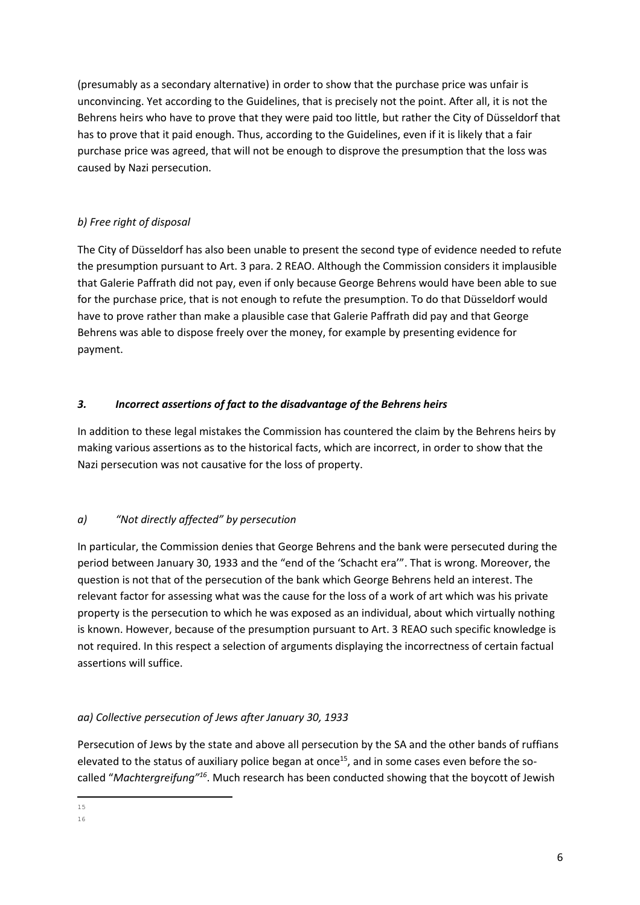(presumably as a secondary alternative) in order to show that the purchase price was unfair is unconvincing. Yet according to the Guidelines, that is precisely not the point. After all, it is not the Behrens heirs who have to prove that they were paid too little, but rather the City of Düsseldorf that has to prove that it paid enough. Thus, according to the Guidelines, even if it is likely that a fair purchase price was agreed, that will not be enough to disprove the presumption that the loss was caused by Nazi persecution.

*b) Free right of disposal*

The City of Düsseldorf has also been unable to present the second type of evidence needed to refute the presumption pursuant to Art. 3 para. 2 REAO. Although the Commission considers it implausible that Galerie Paffrath did not pay, even if only because George Behrens would have been able to sue for the purchase price, that is not enough to refute the presumption. To do that Düsseldorf would have to prove rather than make a plausible case that Galerie Paffrath did pay and that George Behrens was able to dispose freely over the money, for example by presenting evidence for payment.

### *3. Incorrect assertions of fact to the disadvantage of the Behrens heirs*

In addition to these legal mistakes the Commission has countered the claim by the Behrens heirs by making various assertions as to the historical facts, which are incorrect, in order to show that the Nazi persecution was not causative for the loss of property.

*a) "Not directly affected" by persecution*

In particular, the Commission denies that George Behrens and the bank were persecuted during the period between January 30, 1933 and the "end of the 'Schacht era'". That is wrong. Moreover, the question is not that of the persecution of the bank which George Behrens held an interest. The relevant factor for assessing what was the cause for the loss of a work of art which was his private property is the persecution to which he was exposed as an individual, about which virtually nothing is known. However, because of the presumption pursuant to Art. 3 REAO such specific knowledge is not required. In this respect a selection of arguments displaying the incorrectness of certain factual assertions will suffice.

*aa) Collective persecution of Jews after January 30, 1933*

Persecution of Jews by the state and above all persecution by the SA and the other bands of ruffians elevated to the status of auxiliary police began at once[15], and in some cases even before the so-called "*Machtergreifung*"[16]. Much research has been conducted showing that the boycott of Jewish

15

16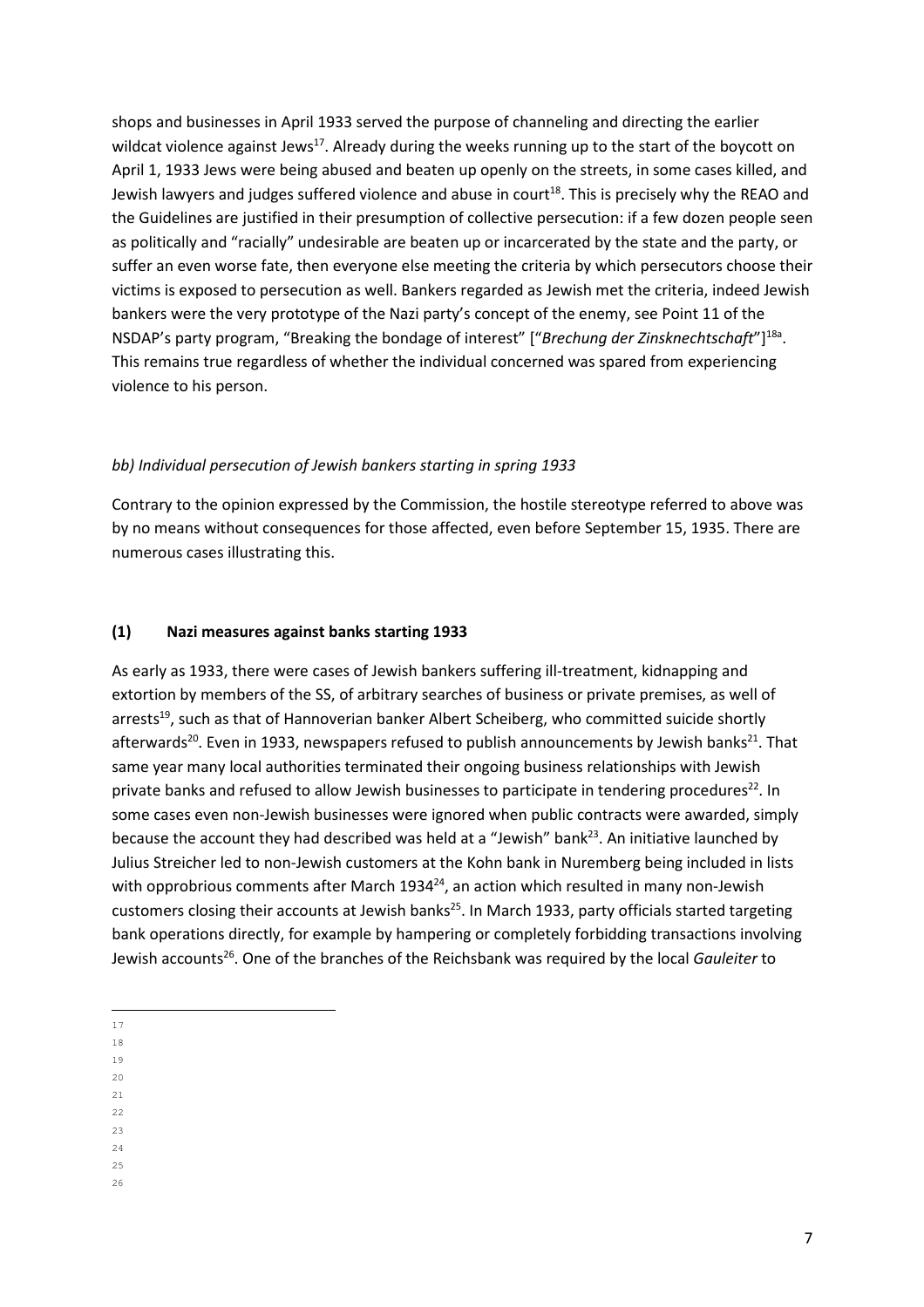shops and businesses in April 1933 served the purpose of channeling and directing the earlier wildcat violence against Jews[17]. Already during the weeks running up to the start of the boycott on April 1, 1933 Jews were being abused and beaten up openly on the streets, in some cases killed, and Jewish lawyers and judges suffered violence and abuse in court[18]. This is precisely why the REAO and the Guidelines are justified in their presumption of collective persecution: if a few dozen people seen as politically and "racially" undesirable are beaten up or incarcerated by the state and the party, or suffer an even worse fate, then everyone else meeting the criteria by which persecutors choose their victims is exposed to persecution as well. Bankers regarded as Jewish met the criteria, indeed Jewish bankers were the very prototype of the Nazi party's concept of the enemy, see Point 11 of the NSDAP's party program, "Breaking the bondage of interest" ["*Brechung der Zinsknechtschaft*"][18a]. This remains true regardless of whether the individual concerned was spared from experiencing violence to his person.

*bb) Individual persecution of Jewish bankers starting in spring 1933*

Contrary to the opinion expressed by the Commission, the hostile stereotype referred to above was by no means without consequences for those affected, even before September 15, 1935. There are numerous cases illustrating this.

### (1) Nazi measures against banks starting 1933

As early as 1933, there were cases of Jewish bankers suffering ill-treatment, kidnapping and extortion by members of the SS, of arbitrary searches of business or private premises, as well of arrests[19], such as that of Hannoverian banker Albert Scheiberg, who committed suicide shortly afterwards[20]. Even in 1933, newspapers refused to publish announcements by Jewish banks[21]. That same year many local authorities terminated their ongoing business relationships with Jewish private banks and refused to allow Jewish businesses to participate in tendering procedures[22]. In some cases even non-Jewish businesses were ignored when public contracts were awarded, simply because the account they had described was held at a "Jewish" bank[23]. An initiative launched by Julius Streicher led to non-Jewish customers at the Kohn bank in Nuremberg being included in lists with opprobrious comments after March 1934[24], an action which resulted in many non-Jewish customers closing their accounts at Jewish banks[25]. In March 1933, party officials started targeting bank operations directly, for example by hampering or completely forbidding transactions involving Jewish accounts[26]. One of the branches of the Reichsbank was required by the local *Gauleiter* to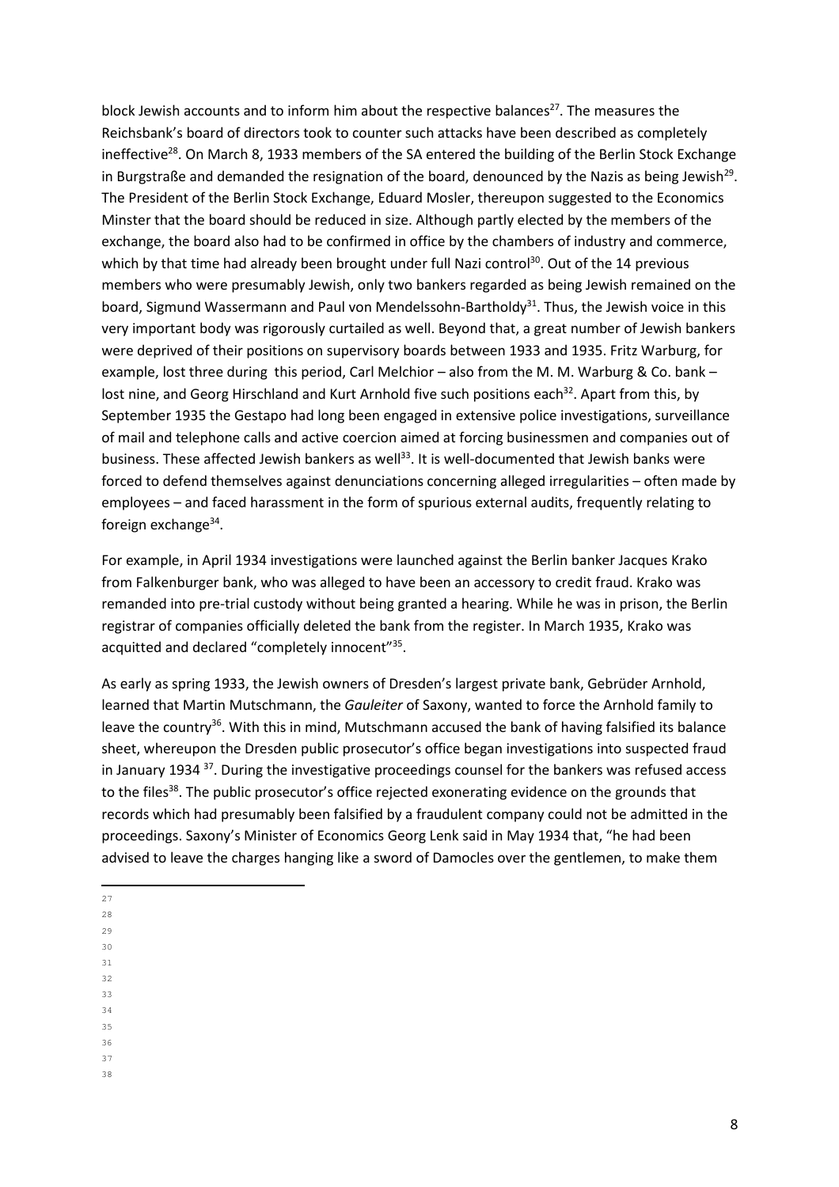block Jewish accounts and to inform him about the respective balances[27]. The measures the Reichsbank's board of directors took to counter such attacks have been described as completely ineffective[28]. On March 8, 1933 members of the SA entered the building of the Berlin Stock Exchange in Burgstraße and demanded the resignation of the board, denounced by the Nazis as being Jewish[29]. The President of the Berlin Stock Exchange, Eduard Mosler, thereupon suggested to the Economics Minster that the board should be reduced in size. Although partly elected by the members of the exchange, the board also had to be confirmed in office by the chambers of industry and commerce, which by that time had already been brought under full Nazi control[30]. Out of the 14 previous members who were presumably Jewish, only two bankers regarded as being Jewish remained on the board, Sigmund Wassermann and Paul von Mendelssohn-Bartholdy[31]. Thus, the Jewish voice in this very important body was rigorously curtailed as well. Beyond that, a great number of Jewish bankers were deprived of their positions on supervisory boards between 1933 and 1935. Fritz Warburg, for example, lost three during this period, Carl Melchior – also from the M. M. Warburg & Co. bank – lost nine, and Georg Hirschland and Kurt Arnhold five such positions each[32]. Apart from this, by September 1935 the Gestapo had long been engaged in extensive police investigations, surveillance of mail and telephone calls and active coercion aimed at forcing businessmen and companies out of business. These affected Jewish bankers as well[33]. It is well-documented that Jewish banks were forced to defend themselves against denunciations concerning alleged irregularities – often made by employees – and faced harassment in the form of spurious external audits, frequently relating to foreign exchange[34].

For example, in April 1934 investigations were launched against the Berlin banker Jacques Krako from Falkenburger bank, who was alleged to have been an accessory to credit fraud. Krako was remanded into pre-trial custody without being granted a hearing. While he was in prison, the Berlin registrar of companies officially deleted the bank from the register. In March 1935, Krako was acquitted and declared "completely innocent"[35].

As early as spring 1933, the Jewish owners of Dresden's largest private bank, Gebrüder Arnhold, learned that Martin Mutschmann, the *Gauleiter* of Saxony, wanted to force the Arnhold family to leave the country[36]. With this in mind, Mutschmann accused the bank of having falsified its balance sheet, whereupon the Dresden public prosecutor's office began investigations into suspected fraud in January 1934 [37]. During the investigative proceedings counsel for the bankers was refused access to the files[38]. The public prosecutor's office rejected exonerating evidence on the grounds that records which had presumably been falsified by a fraudulent company could not be admitted in the proceedings. Saxony's Minister of Economics Georg Lenk said in May 1934 that, "he had been advised to leave the charges hanging like a sword of Damocles over the gentlemen, to make them

27
28
29
30
31
32
33
34
35
36
37
38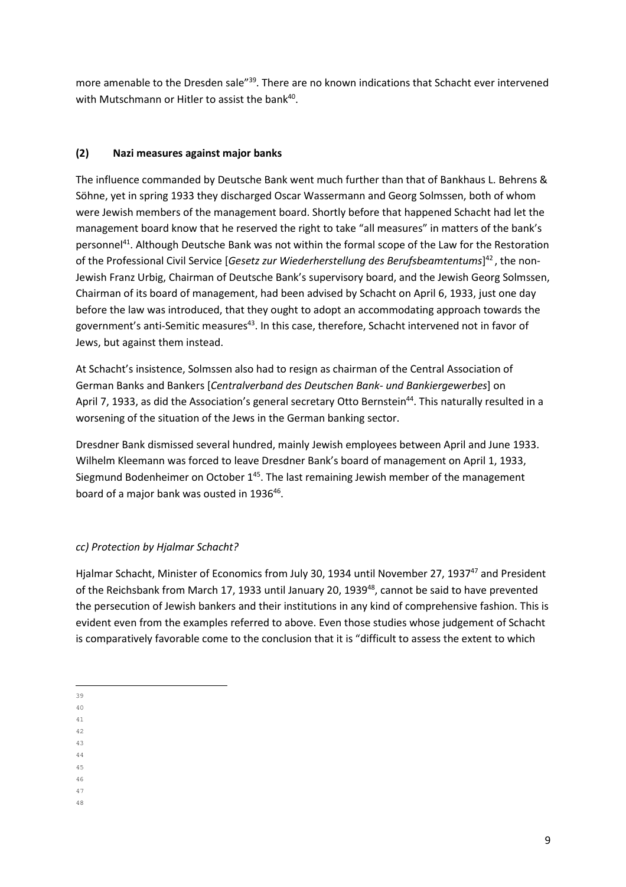more amenable to the Dresden sale"[39]. There are no known indications that Schacht ever intervened with Mutschmann or Hitler to assist the bank[40].

### (2) Nazi measures against major banks

The influence commanded by Deutsche Bank went much further than that of Bankhaus L. Behrens & Söhne, yet in spring 1933 they discharged Oscar Wassermann and Georg Solmssen, both of whom were Jewish members of the management board. Shortly before that happened Schacht had let the management board know that he reserved the right to take "all measures" in matters of the bank's personnel[41]. Although Deutsche Bank was not within the formal scope of the Law for the Restoration of the Professional Civil Service [*Gesetz zur Wiederherstellung des Berufsbeamtentums*][42], the non-Jewish Franz Urbig, Chairman of Deutsche Bank's supervisory board, and the Jewish Georg Solmssen, Chairman of its board of management, had been advised by Schacht on April 6, 1933, just one day before the law was introduced, that they ought to adopt an accommodating approach towards the government's anti-Semitic measures[43]. In this case, therefore, Schacht intervened not in favor of Jews, but against them instead.

At Schacht's insistence, Solmssen also had to resign as chairman of the Central Association of German Banks and Bankers [*Centralverband des Deutschen Bank- und Bankiergewerbes*] on April 7, 1933, as did the Association's general secretary Otto Bernstein[44]. This naturally resulted in a worsening of the situation of the Jews in the German banking sector.

Dresdner Bank dismissed several hundred, mainly Jewish employees between April and June 1933. Wilhelm Kleemann was forced to leave Dresdner Bank's board of management on April 1, 1933, Siegmund Bodenheimer on October 1[45]. The last remaining Jewish member of the management board of a major bank was ousted in 1936[46].

#### *cc) Protection by Hjalmar Schacht?*

Hjalmar Schacht, Minister of Economics from July 30, 1934 until November 27, 1937[47] and President of the Reichsbank from March 17, 1933 until January 20, 1939[48], cannot be said to have prevented the persecution of Jewish bankers and their institutions in any kind of comprehensive fashion. This is evident even from the examples referred to above. Even those studies whose judgement of Schacht is comparatively favorable come to the conclusion that it is "difficult to assess the extent to which

39
40
41
42
43
44
45
46
47
48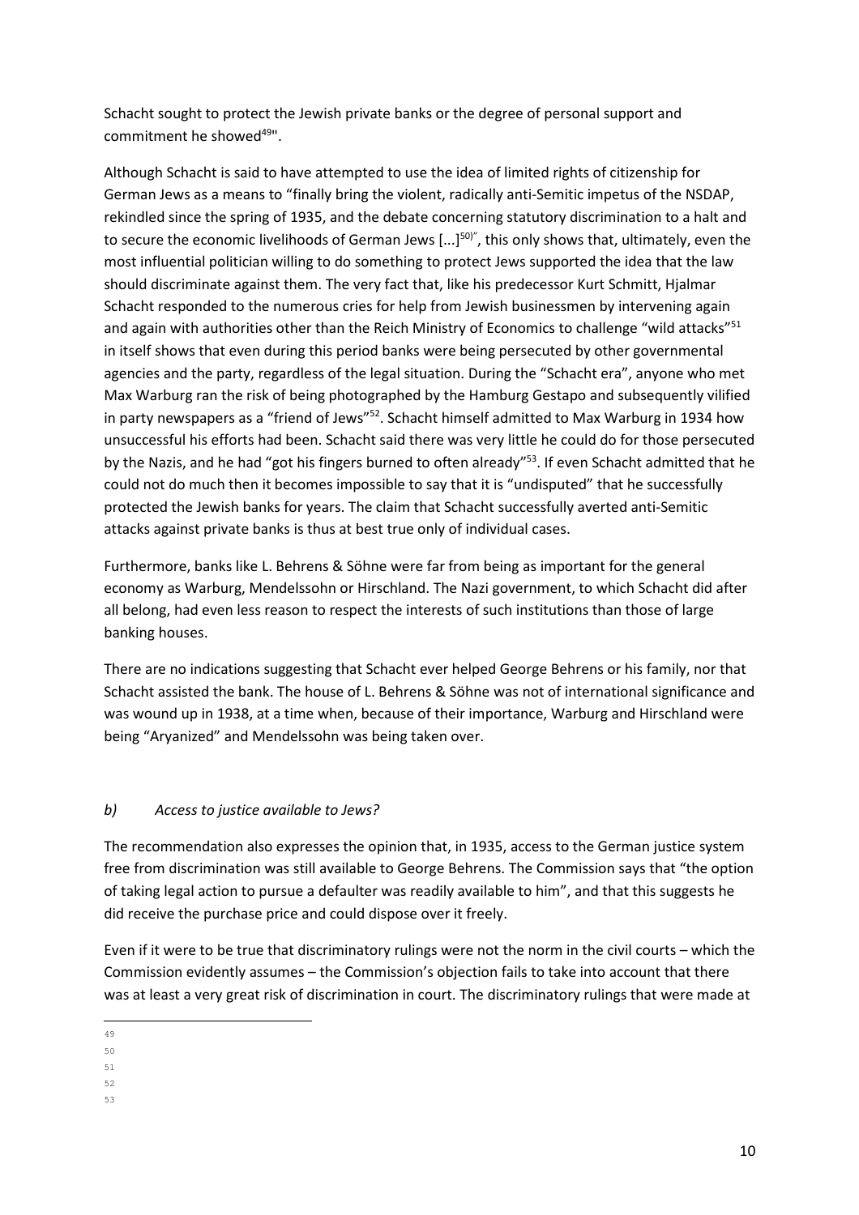Schacht sought to protect the Jewish private banks or the degree of personal support and commitment he showed[49]".

Although Schacht is said to have attempted to use the idea of limited rights of citizenship for German Jews as a means to "finally bring the violent, radically anti-Semitic impetus of the NSDAP, rekindled since the spring of 1935, and the debate concerning statutory discrimination to a halt and to secure the economic livelihoods of German Jews [...][50]", this only shows that, ultimately, even the most influential politician willing to do something to protect Jews supported the idea that the law should discriminate against them. The very fact that, like his predecessor Kurt Schmitt, Hjalmar Schacht responded to the numerous cries for help from Jewish businessmen by intervening again and again with authorities other than the Reich Ministry of Economics to challenge "wild attacks"[51] in itself shows that even during this period banks were being persecuted by other governmental agencies and the party, regardless of the legal situation. During the "Schacht era", anyone who met Max Warburg ran the risk of being photographed by the Hamburg Gestapo and subsequently vilified in party newspapers as a "friend of Jews"[52]. Schacht himself admitted to Max Warburg in 1934 how unsuccessful his efforts had been. Schacht said there was very little he could do for those persecuted by the Nazis, and he had "got his fingers burned to often already"[53]. If even Schacht admitted that he could not do much then it becomes impossible to say that it is "undisputed" that he successfully protected the Jewish banks for years. The claim that Schacht successfully averted anti-Semitic attacks against private banks is thus at best true only of individual cases.

Furthermore, banks like L. Behrens & Söhne were far from being as important for the general economy as Warburg, Mendelssohn or Hirschland. The Nazi government, to which Schacht did after all belong, had even less reason to respect the interests of such institutions than those of large banking houses.

There are no indications suggesting that Schacht ever helped George Behrens or his family, nor that Schacht assisted the bank. The house of L. Behrens & Söhne was not of international significance and was wound up in 1938, at a time when, because of their importance, Warburg and Hirschland were being "Aryanized" and Mendelssohn was being taken over.

### *b) Access to justice available to Jews?*

The recommendation also expresses the opinion that, in 1935, access to the German justice system free from discrimination was still available to George Behrens. The Commission says that "the option of taking legal action to pursue a defaulter was readily available to him", and that this suggests he did receive the purchase price and could dispose over it freely.

Even if it were to be true that discriminatory rulings were not the norm in the civil courts – which the Commission evidently assumes – the Commission's objection fails to take into account that there was at least a very great risk of discrimination in court. The discriminatory rulings that were made at

49

50

51

52

53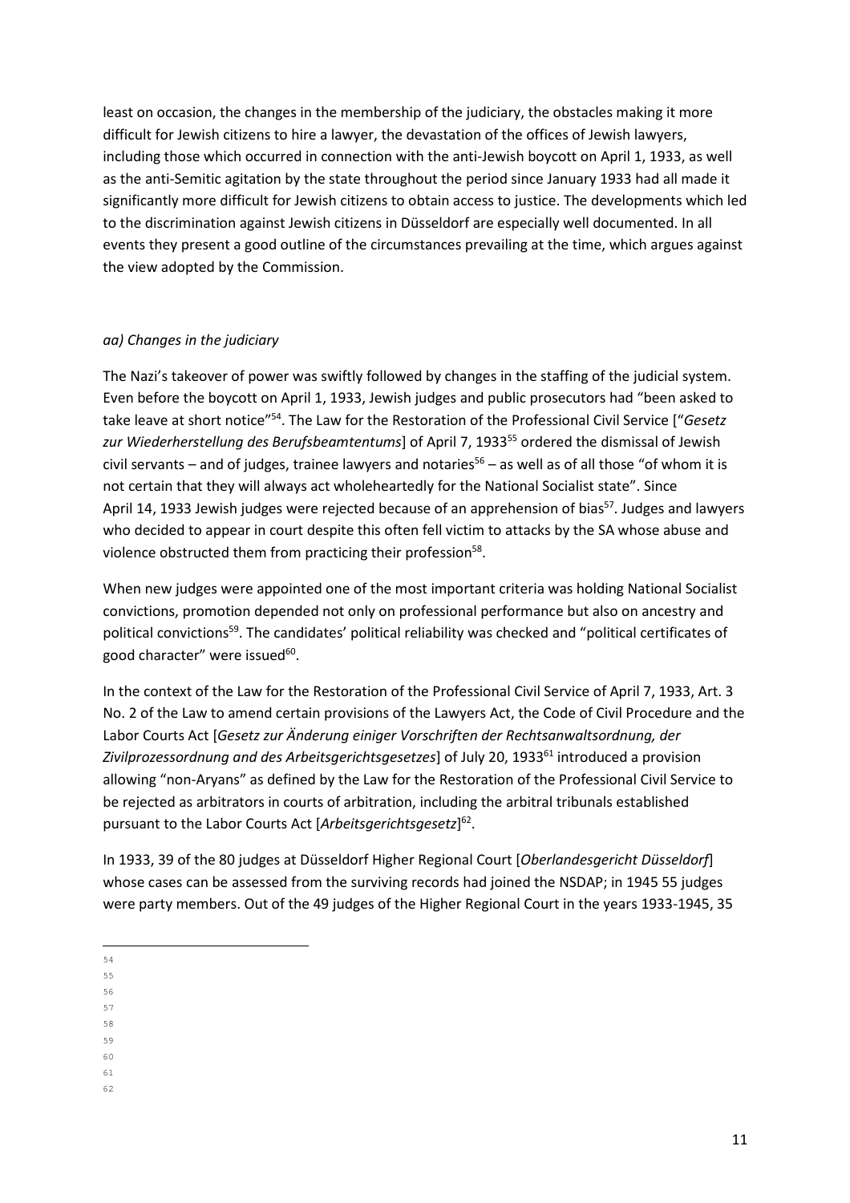least on occasion, the changes in the membership of the judiciary, the obstacles making it more difficult for Jewish citizens to hire a lawyer, the devastation of the offices of Jewish lawyers, including those which occurred in connection with the anti-Jewish boycott on April 1, 1933, as well as the anti-Semitic agitation by the state throughout the period since January 1933 had all made it significantly more difficult for Jewish citizens to obtain access to justice. The developments which led to the discrimination against Jewish citizens in Düsseldorf are especially well documented. In all events they present a good outline of the circumstances prevailing at the time, which argues against the view adopted by the Commission.

*aa) Changes in the judiciary*

The Nazi's takeover of power was swiftly followed by changes in the staffing of the judicial system. Even before the boycott on April 1, 1933, Jewish judges and public prosecutors had "been asked to take leave at short notice"[54]. The Law for the Restoration of the Professional Civil Service ["*Gesetz zur Wiederherstellung des Berufsbeamtentums*] of April 7, 1933[55] ordered the dismissal of Jewish civil servants – and of judges, trainee lawyers and notaries[56] – as well as of all those "of whom it is not certain that they will always act wholeheartedly for the National Socialist state". Since April 14, 1933 Jewish judges were rejected because of an apprehension of bias[57]. Judges and lawyers who decided to appear in court despite this often fell victim to attacks by the SA whose abuse and violence obstructed them from practicing their profession[58].

When new judges were appointed one of the most important criteria was holding National Socialist convictions, promotion depended not only on professional performance but also on ancestry and political convictions[59]. The candidates' political reliability was checked and "political certificates of good character" were issued[60].

In the context of the Law for the Restoration of the Professional Civil Service of April 7, 1933, Art. 3 No. 2 of the Law to amend certain provisions of the Lawyers Act, the Code of Civil Procedure and the Labor Courts Act [*Gesetz zur Änderung einiger Vorschriften der Rechtsanwaltsordnung, der Zivilprozessordnung and des Arbeitsgerichtsgesetzes*] of July 20, 1933[61] introduced a provision allowing "non-Aryans" as defined by the Law for the Restoration of the Professional Civil Service to be rejected as arbitrators in courts of arbitration, including the arbitral tribunals established pursuant to the Labor Courts Act [*Arbeitsgerichtsgesetz*][62].

In 1933, 39 of the 80 judges at Düsseldorf Higher Regional Court [*Oberlandesgericht Düsseldorf*] whose cases can be assessed from the surviving records had joined the NSDAP; in 1945 55 judges were party members. Out of the 49 judges of the Higher Regional Court in the years 1933-1945, 35

54
55
56
57
58
59
60
61
62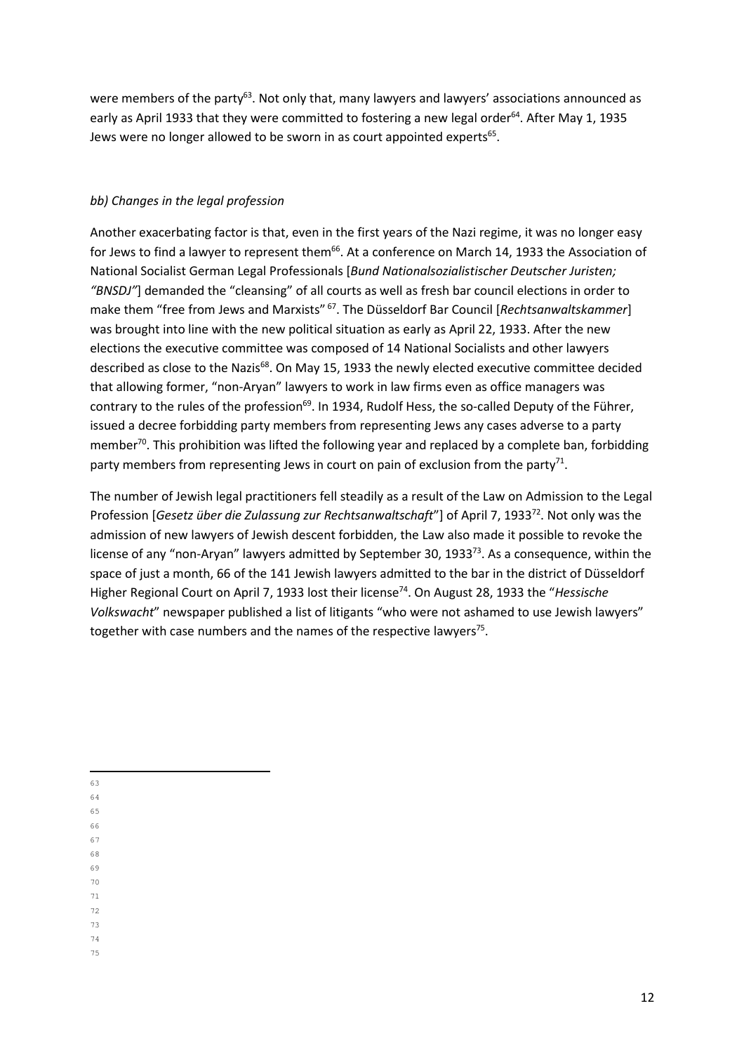were members of the party[63]. Not only that, many lawyers and lawyers' associations announced as early as April 1933 that they were committed to fostering a new legal order[64]. After May 1, 1935 Jews were no longer allowed to be sworn in as court appointed experts[65].

### *bb) Changes in the legal profession*

Another exacerbating factor is that, even in the first years of the Nazi regime, it was no longer easy for Jews to find a lawyer to represent them[66]. At a conference on March 14, 1933 the Association of National Socialist German Legal Professionals [*Bund Nationalsozialistischer Deutscher Juristen; "BNSDJ"*] demanded the "cleansing" of all courts as well as fresh bar council elections in order to make them "free from Jews and Marxists" [67]. The Düsseldorf Bar Council [*Rechtsanwaltskammer*] was brought into line with the new political situation as early as April 22, 1933. After the new elections the executive committee was composed of 14 National Socialists and other lawyers described as close to the Nazis[68]. On May 15, 1933 the newly elected executive committee decided that allowing former, "non-Aryan" lawyers to work in law firms even as office managers was contrary to the rules of the profession[69]. In 1934, Rudolf Hess, the so-called Deputy of the Führer, issued a decree forbidding party members from representing Jews any cases adverse to a party member[70]. This prohibition was lifted the following year and replaced by a complete ban, forbidding party members from representing Jews in court on pain of exclusion from the party[71].

The number of Jewish legal practitioners fell steadily as a result of the Law on Admission to the Legal Profession [*Gesetz über die Zulassung zur Rechtsanwaltschaft*"] of April 7, 1933[72]. Not only was the admission of new lawyers of Jewish descent forbidden, the Law also made it possible to revoke the license of any "non-Aryan" lawyers admitted by September 30, 1933[73]. As a consequence, within the space of just a month, 66 of the 141 Jewish lawyers admitted to the bar in the district of Düsseldorf Higher Regional Court on April 7, 1933 lost their license[74]. On August 28, 1933 the "*Hessische Volkswacht*" newspaper published a list of litigants "who were not ashamed to use Jewish lawyers" together with case numbers and the names of the respective lawyers[75].

63
64
65
66
67
68
69
70
71
72
73
74
75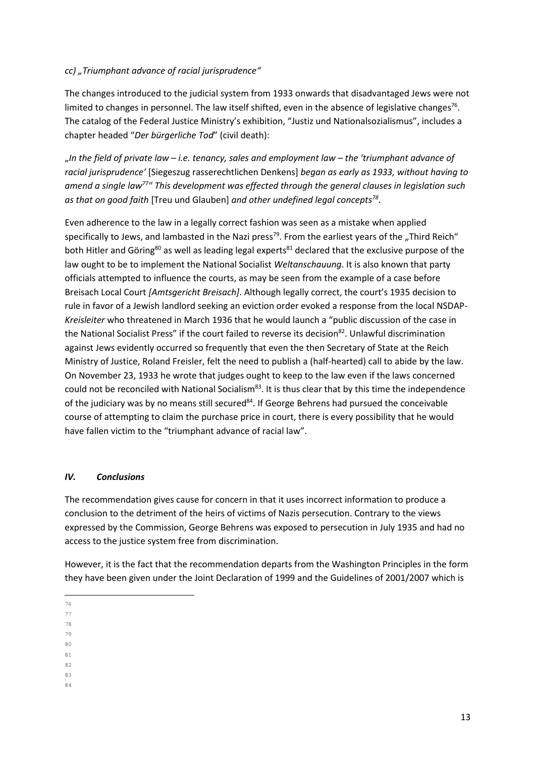*cc) „Triumphant advance of racial jurisprudence"*

The changes introduced to the judicial system from 1933 onwards that disadvantaged Jews were not limited to changes in personnel. The law itself shifted, even in the absence of legislative changes[76]. The catalog of the Federal Justice Ministry's exhibition, "Justiz und Nationalsozialismus", includes a chapter headed "*Der bürgerliche Tod*" (civil death):

„*In the field of private law – i.e. tenancy, sales and employment law – the 'triumphant advance of racial jurisprudence'* [Siegeszug rasserechtlichen Denkens] *began as early as 1933, without having to amend a single law[77]" This development was effected through the general clauses in legislation such as that on good faith* [Treu und Glauben] *and other undefined legal concepts[78]*.

Even adherence to the law in a legally correct fashion was seen as a mistake when applied specifically to Jews, and lambasted in the Nazi press[79]. From the earliest years of the „Third Reich" both Hitler and Göring[80] as well as leading legal experts[81] declared that the exclusive purpose of the law ought to be to implement the National Socialist *Weltanschauung*. It is also known that party officials attempted to influence the courts, as may be seen from the example of a case before Breisach Local Court *[Amtsgericht Breisach]*. Although legally correct, the court's 1935 decision to rule in favor of a Jewish landlord seeking an eviction order evoked a response from the local NSDAP-*Kreisleiter* who threatened in March 1936 that he would launch a "public discussion of the case in the National Socialist Press" if the court failed to reverse its decision[82]. Unlawful discrimination against Jews evidently occurred so frequently that even the then Secretary of State at the Reich Ministry of Justice, Roland Freisler, felt the need to publish a (half-hearted) call to abide by the law. On November 23, 1933 he wrote that judges ought to keep to the law even if the laws concerned could not be reconciled with National Socialism[83]. It is thus clear that by this time the independence of the judiciary was by no means still secured[84]. If George Behrens had pursued the conceivable course of attempting to claim the purchase price in court, there is every possibility that he would have fallen victim to the "triumphant advance of racial law".

### *IV. Conclusions*

The recommendation gives cause for concern in that it uses incorrect information to produce a conclusion to the detriment of the heirs of victims of Nazis persecution. Contrary to the views expressed by the Commission, George Behrens was exposed to persecution in July 1935 and had no access to the justice system free from discrimination.

However, it is the fact that the recommendation departs from the Washington Principles in the form they have been given under the Joint Declaration of 1999 and the Guidelines of 2001/2007 which is

76
77
78
79
80
81
82
83
84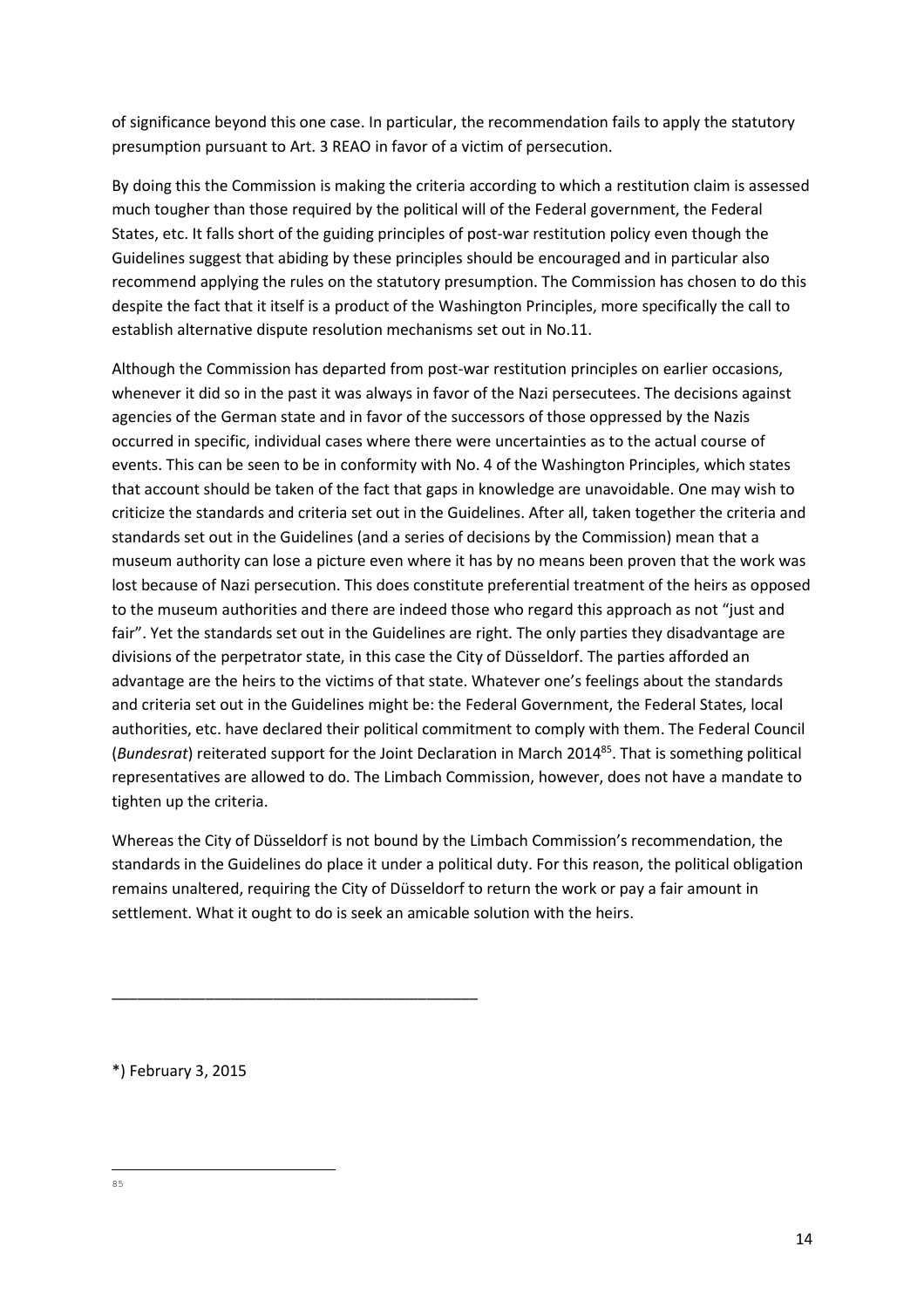of significance beyond this one case. In particular, the recommendation fails to apply the statutory presumption pursuant to Art. 3 REAO in favor of a victim of persecution.

By doing this the Commission is making the criteria according to which a restitution claim is assessed much tougher than those required by the political will of the Federal government, the Federal States, etc. It falls short of the guiding principles of post-war restitution policy even though the Guidelines suggest that abiding by these principles should be encouraged and in particular also recommend applying the rules on the statutory presumption. The Commission has chosen to do this despite the fact that it itself is a product of the Washington Principles, more specifically the call to establish alternative dispute resolution mechanisms set out in No.11.

Although the Commission has departed from post-war restitution principles on earlier occasions, whenever it did so in the past it was always in favor of the Nazi persecutees. The decisions against agencies of the German state and in favor of the successors of those oppressed by the Nazis occurred in specific, individual cases where there were uncertainties as to the actual course of events. This can be seen to be in conformity with No. 4 of the Washington Principles, which states that account should be taken of the fact that gaps in knowledge are unavoidable. One may wish to criticize the standards and criteria set out in the Guidelines. After all, taken together the criteria and standards set out in the Guidelines (and a series of decisions by the Commission) mean that a museum authority can lose a picture even where it has by no means been proven that the work was lost because of Nazi persecution. This does constitute preferential treatment of the heirs as opposed to the museum authorities and there are indeed those who regard this approach as not "just and fair". Yet the standards set out in the Guidelines are right. The only parties they disadvantage are divisions of the perpetrator state, in this case the City of Düsseldorf. The parties afforded an advantage are the heirs to the victims of that state. Whatever one's feelings about the standards and criteria set out in the Guidelines might be: the Federal Government, the Federal States, local authorities, etc. have declared their political commitment to comply with them. The Federal Council (*Bundesrat*) reiterated support for the Joint Declaration in March 2014[85]. That is something political representatives are allowed to do. The Limbach Commission, however, does not have a mandate to tighten up the criteria.

Whereas the City of Düsseldorf is not bound by the Limbach Commission's recommendation, the standards in the Guidelines do place it under a political duty. For this reason, the political obligation remains unaltered, requiring the City of Düsseldorf to return the work or pay a fair amount in settlement. What it ought to do is seek an amicable solution with the heirs.

---

*) February 3, 2015

---

85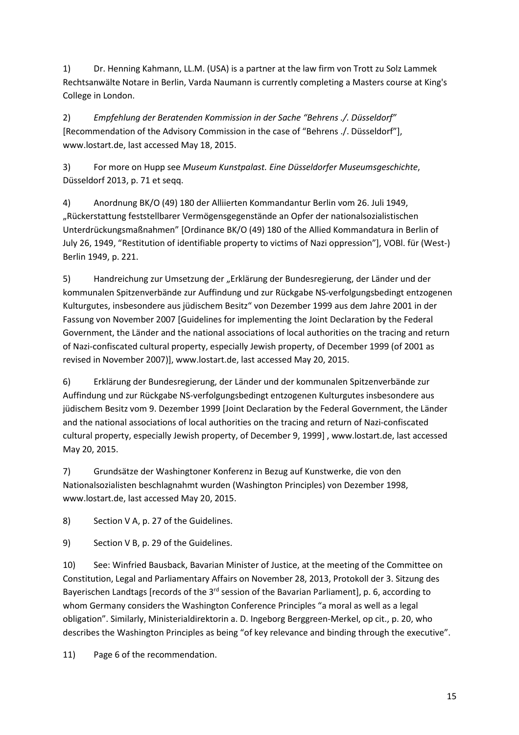1) Dr. Henning Kahmann, LL.M. (USA) is a partner at the law firm von Trott zu Solz Lammek Rechtsanwälte Notare in Berlin, Varda Naumann is currently completing a Masters course at King's College in London.

2) *Empfehlung der Beratenden Kommission in der Sache "Behrens ./. Düsseldorf"* [Recommendation of the Advisory Commission in the case of "Behrens ./. Düsseldorf"], www.lostart.de, last accessed May 18, 2015.

3) For more on Hupp see *Museum Kunstpalast. Eine Düsseldorfer Museumsgeschichte*, Düsseldorf 2013, p. 71 et seqq.

4) Anordnung BK/O (49) 180 der Alliierten Kommandantur Berlin vom 26. Juli 1949, „Rückerstattung feststellbarer Vermögensgegenstände an Opfer der nationalsozialistischen Unterdrückungsmaßnahmen" [Ordinance BK/O (49) 180 of the Allied Kommandatura in Berlin of July 26, 1949, "Restitution of identifiable property to victims of Nazi oppression"], VOBl. für (West-) Berlin 1949, p. 221.

5) Handreichung zur Umsetzung der „Erklärung der Bundesregierung, der Länder und der kommunalen Spitzenverbände zur Auffindung und zur Rückgabe NS-verfolgungsbedingt entzogenen Kulturgutes, insbesondere aus jüdischem Besitz" von Dezember 1999 aus dem Jahre 2001 in der Fassung von November 2007 [Guidelines for implementing the Joint Declaration by the Federal Government, the Länder and the national associations of local authorities on the tracing and return of Nazi-confiscated cultural property, especially Jewish property, of December 1999 (of 2001 as revised in November 2007)], www.lostart.de, last accessed May 20, 2015.

6) Erklärung der Bundesregierung, der Länder und der kommunalen Spitzenverbände zur Auffindung und zur Rückgabe NS-verfolgungsbedingt entzogenen Kulturgutes insbesondere aus jüdischem Besitz vom 9. Dezember 1999 [Joint Declaration by the Federal Government, the Länder and the national associations of local authorities on the tracing and return of Nazi-confiscated cultural property, especially Jewish property, of December 9, 1999] , www.lostart.de, last accessed May 20, 2015.

7) Grundsätze der Washingtoner Konferenz in Bezug auf Kunstwerke, die von den Nationalsozialisten beschlagnahmt wurden (Washington Principles) von Dezember 1998, www.lostart.de, last accessed May 20, 2015.

8) Section V A, p. 27 of the Guidelines.

9) Section V B, p. 29 of the Guidelines.

10) See: Winfried Bausback, Bavarian Minister of Justice, at the meeting of the Committee on Constitution, Legal and Parliamentary Affairs on November 28, 2013, Protokoll der 3. Sitzung des Bayerischen Landtags [records of the 3rd session of the Bavarian Parliament], p. 6, according to whom Germany considers the Washington Conference Principles "a moral as well as a legal obligation". Similarly, Ministerialdirektorin a. D. Ingeborg Berggreen-Merkel, op cit., p. 20, who describes the Washington Principles as being "of key relevance and binding through the executive".

11) Page 6 of the recommendation.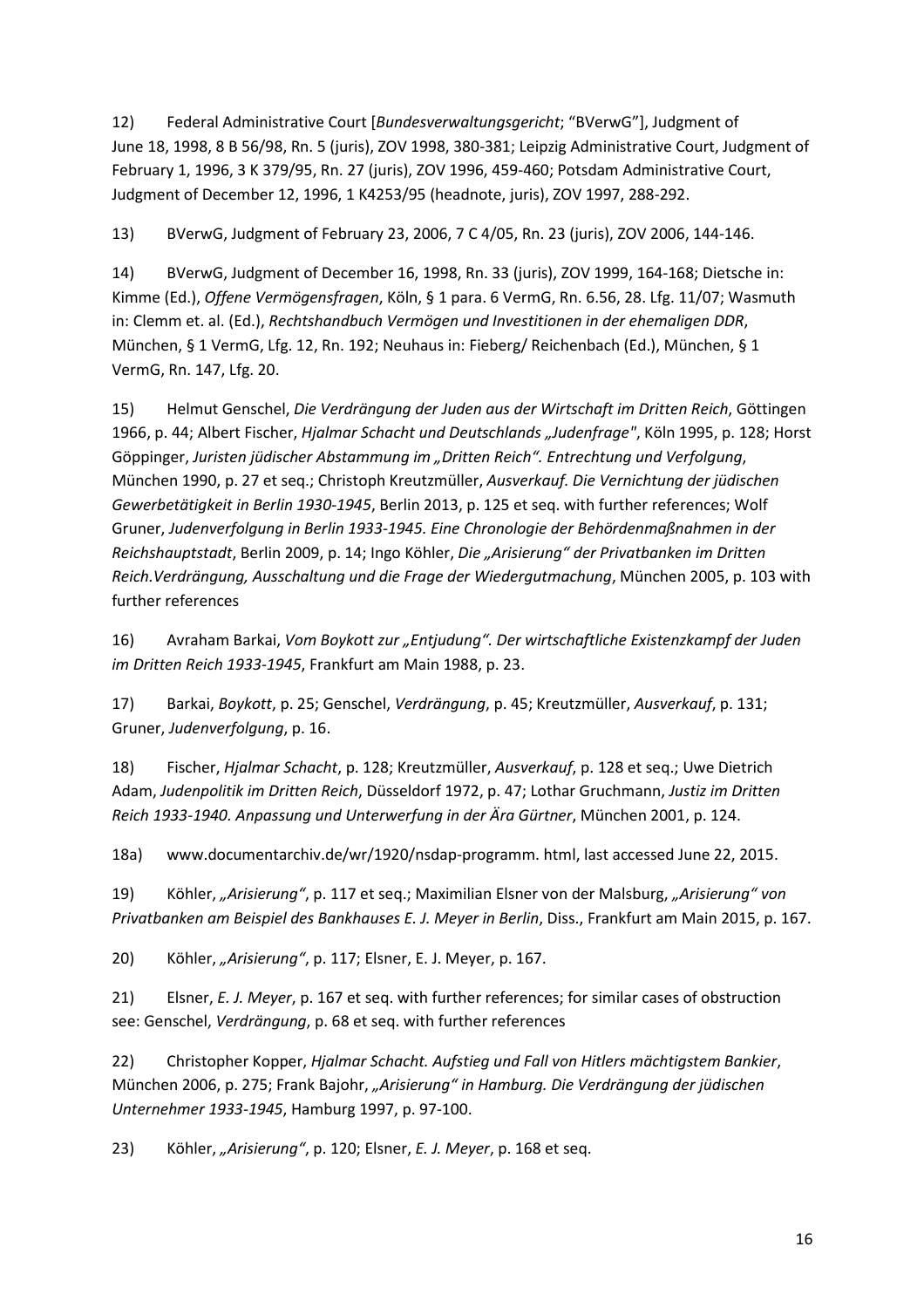12) Federal Administrative Court [*Bundesverwaltungsgericht*; "BVerwG"], Judgment of June 18, 1998, 8 B 56/98, Rn. 5 (juris), ZOV 1998, 380-381; Leipzig Administrative Court, Judgment of February 1, 1996, 3 K 379/95, Rn. 27 (juris), ZOV 1996, 459-460; Potsdam Administrative Court, Judgment of December 12, 1996, 1 K4253/95 (headnote, juris), ZOV 1997, 288-292.

13) BVerwG, Judgment of February 23, 2006, 7 C 4/05, Rn. 23 (juris), ZOV 2006, 144-146.

14) BVerwG, Judgment of December 16, 1998, Rn. 33 (juris), ZOV 1999, 164-168; Dietsche in: Kimme (Ed.), *Offene Vermögensfragen*, Köln, § 1 para. 6 VermG, Rn. 6.56, 28. Lfg. 11/07; Wasmuth in: Clemm et. al. (Ed.), *Rechtshandbuch Vermögen und Investitionen in der ehemaligen DDR*, München, § 1 VermG, Lfg. 12, Rn. 192; Neuhaus in: Fieberg/ Reichenbach (Ed.), München, § 1 VermG, Rn. 147, Lfg. 20.

15) Helmut Genschel, *Die Verdrängung der Juden aus der Wirtschaft im Dritten Reich*, Göttingen 1966, p. 44; Albert Fischer, *Hjalmar Schacht und Deutschlands „Judenfrage"*, Köln 1995, p. 128; Horst Göppinger, *Juristen jüdischer Abstammung im „Dritten Reich". Entrechtung und Verfolgung*, München 1990, p. 27 et seq.; Christoph Kreutzmüller, *Ausverkauf. Die Vernichtung der jüdischen Gewerbetätigkeit in Berlin 1930-1945*, Berlin 2013, p. 125 et seq. with further references; Wolf Gruner, *Judenverfolgung in Berlin 1933-1945. Eine Chronologie der Behördenmaßnahmen in der Reichshauptstadt*, Berlin 2009, p. 14; Ingo Köhler, *Die „Arisierung" der Privatbanken im Dritten Reich.Verdrängung, Ausschaltung und die Frage der Wiedergutmachung*, München 2005, p. 103 with further references

16) Avraham Barkai, *Vom Boykott zur „Entjudung". Der wirtschaftliche Existenzkampf der Juden im Dritten Reich 1933-1945*, Frankfurt am Main 1988, p. 23.

17) Barkai, *Boykott*, p. 25; Genschel, *Verdrängung*, p. 45; Kreutzmüller, *Ausverkauf*, p. 131; Gruner, *Judenverfolgung*, p. 16.

18) Fischer, *Hjalmar Schacht*, p. 128; Kreutzmüller, *Ausverkauf*, p. 128 et seq.; Uwe Dietrich Adam, *Judenpolitik im Dritten Reich*, Düsseldorf 1972, p. 47; Lothar Gruchmann, *Justiz im Dritten Reich 1933-1940. Anpassung und Unterwerfung in der Ära Gürtner*, München 2001, p. 124.

18a) www.documentarchiv.de/wr/1920/nsdap-programm. html, last accessed June 22, 2015.

19) Köhler, *„Arisierung"*, p. 117 et seq.; Maximilian Elsner von der Malsburg, *„Arisierung" von Privatbanken am Beispiel des Bankhauses E. J. Meyer in Berlin*, Diss., Frankfurt am Main 2015, p. 167.

20) Köhler, *„Arisierung"*, p. 117; Elsner, E. J. Meyer, p. 167.

21) Elsner, *E. J. Meyer*, p. 167 et seq. with further references; for similar cases of obstruction see: Genschel, *Verdrängung*, p. 68 et seq. with further references

22) Christopher Kopper, *Hjalmar Schacht. Aufstieg und Fall von Hitlers mächtigstem Bankier*, München 2006, p. 275; Frank Bajohr, *„Arisierung" in Hamburg. Die Verdrängung der jüdischen Unternehmer 1933-1945*, Hamburg 1997, p. 97-100.

23) Köhler, *„Arisierung"*, p. 120; Elsner, *E. J. Meyer*, p. 168 et seq.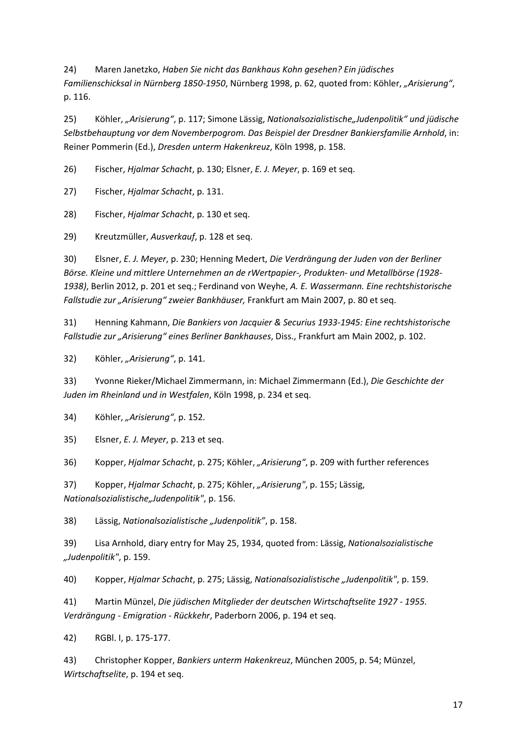24) Maren Janetzko, *Haben Sie nicht das Bankhaus Kohn gesehen? Ein jüdisches Familienschicksal in Nürnberg 1850-1950*, Nürnberg 1998, p. 62, quoted from: Köhler, *„Arisierung"*, p. 116.

25) Köhler, *„Arisierung"*, p. 117; Simone Lässig, *Nationalsozialistische„Judenpolitik" und jüdische Selbstbehauptung vor dem Novemberpogrom. Das Beispiel der Dresdner Bankiersfamilie Arnhold*, in: Reiner Pommerin (Ed.), *Dresden unterm Hakenkreuz*, Köln 1998, p. 158.

26) Fischer, *Hjalmar Schacht*, p. 130; Elsner, *E. J. Meyer*, p. 169 et seq.

27) Fischer, *Hjalmar Schacht*, p. 131.

28) Fischer, *Hjalmar Schacht*, p. 130 et seq.

29) Kreutzmüller, *Ausverkauf*, p. 128 et seq.

30) Elsner, *E. J. Meyer*, p. 230; Henning Medert, *Die Verdrängung der Juden von der Berliner Börse. Kleine und mittlere Unternehmen an de rWertpapier-, Produkten- und Metallbörse (1928-1938)*, Berlin 2012, p. 201 et seq.; Ferdinand von Weyhe, *A. E. Wassermann. Eine rechtshistorische Fallstudie zur „Arisierung" zweier Bankhäuser,* Frankfurt am Main 2007, p. 80 et seq.

31) Henning Kahmann, *Die Bankiers von Jacquier & Securius 1933-1945: Eine rechtshistorische Fallstudie zur „Arisierung" eines Berliner Bankhauses*, Diss., Frankfurt am Main 2002, p. 102.

32) Köhler, *„Arisierung"*, p. 141.

33) Yvonne Rieker/Michael Zimmermann, in: Michael Zimmermann (Ed.), *Die Geschichte der Juden im Rheinland und in Westfalen*, Köln 1998, p. 234 et seq.

34) Köhler, *„Arisierung"*, p. 152.

35) Elsner, *E. J. Meyer*, p. 213 et seq.

36) Kopper, *Hjalmar Schacht*, p. 275; Köhler, *„Arisierung"*, p. 209 with further references

37) Kopper, *Hjalmar Schacht*, p. 275; Köhler, *„Arisierung"*, p. 155; Lässig, *Nationalsozialistische„Judenpolitik"*, p. 156.

38) Lässig, *Nationalsozialistische „Judenpolitik"*, p. 158.

39) Lisa Arnhold, diary entry for May 25, 1934, quoted from: Lässig, *Nationalsozialistische „Judenpolitik"*, p. 159.

40) Kopper, *Hjalmar Schacht*, p. 275; Lässig, *Nationalsozialistische „Judenpolitik"*, p. 159.

41) Martin Münzel, *Die jüdischen Mitglieder der deutschen Wirtschaftselite 1927 - 1955. Verdrängung - Emigration - Rückkehr*, Paderborn 2006, p. 194 et seq.

42) RGBl. I, p. 175-177.

43) Christopher Kopper, *Bankiers unterm Hakenkreuz*, München 2005, p. 54; Münzel, *Wirtschaftselite*, p. 194 et seq.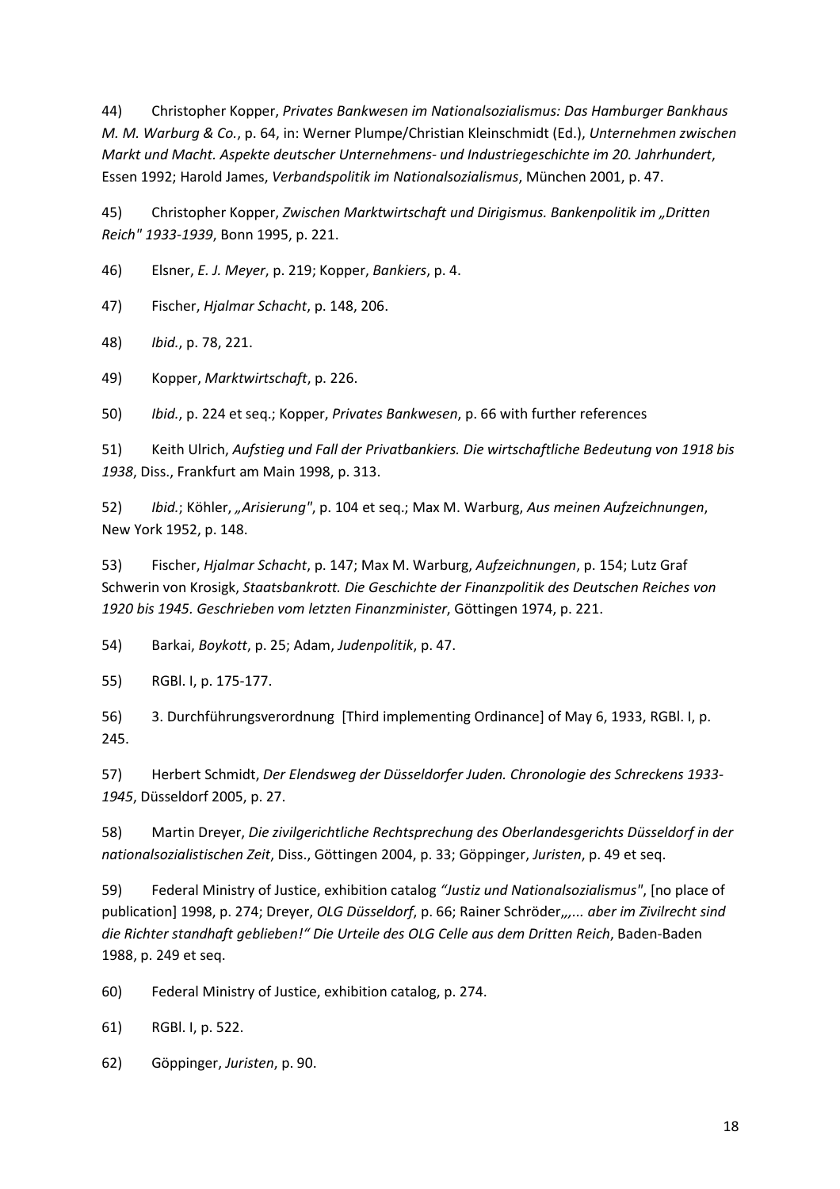44) Christopher Kopper, *Privates Bankwesen im Nationalsozialismus: Das Hamburger Bankhaus M. M. Warburg & Co.*, p. 64, in: Werner Plumpe/Christian Kleinschmidt (Ed.), *Unternehmen zwischen Markt und Macht. Aspekte deutscher Unternehmens- und Industriegeschichte im 20. Jahrhundert*, Essen 1992; Harold James, *Verbandspolitik im Nationalsozialismus*, München 2001, p. 47.

45) Christopher Kopper, *Zwischen Marktwirtschaft und Dirigismus. Bankenpolitik im „Dritten Reich" 1933-1939*, Bonn 1995, p. 221.

46) Elsner, *E. J. Meyer*, p. 219; Kopper, *Bankiers*, p. 4.

47) Fischer, *Hjalmar Schacht*, p. 148, 206.

48) *Ibid.*, p. 78, 221.

49) Kopper, *Marktwirtschaft*, p. 226.

50) *Ibid.*, p. 224 et seq.; Kopper, *Privates Bankwesen*, p. 66 with further references

51) Keith Ulrich, *Aufstieg und Fall der Privatbankiers. Die wirtschaftliche Bedeutung von 1918 bis 1938*, Diss., Frankfurt am Main 1998, p. 313.

52) *Ibid.*; Köhler, *„Arisierung"*, p. 104 et seq.; Max M. Warburg, *Aus meinen Aufzeichnungen*, New York 1952, p. 148.

53) Fischer, *Hjalmar Schacht*, p. 147; Max M. Warburg, *Aufzeichnungen*, p. 154; Lutz Graf Schwerin von Krosigk, *Staatsbankrott. Die Geschichte der Finanzpolitik des Deutschen Reiches von 1920 bis 1945. Geschrieben vom letzten Finanzminister*, Göttingen 1974, p. 221.

54) Barkai, *Boykott*, p. 25; Adam, *Judenpolitik*, p. 47.

55) RGBl. I, p. 175-177.

56) 3. Durchführungsverordnung [Third implementing Ordinance] of May 6, 1933, RGBl. I, p. 245.

57) Herbert Schmidt, *Der Elendsweg der Düsseldorfer Juden. Chronologie des Schreckens 1933-1945*, Düsseldorf 2005, p. 27.

58) Martin Dreyer, *Die zivilgerichtliche Rechtsprechung des Oberlandesgerichts Düsseldorf in der nationalsozialistischen Zeit*, Diss., Göttingen 2004, p. 33; Göppinger, *Juristen*, p. 49 et seq.

59) Federal Ministry of Justice, exhibition catalog *"Justiz und Nationalsozialismus"*, [no place of publication] 1998, p. 274; Dreyer, *OLG Düsseldorf*, p. 66; Rainer Schröder„*,... aber im Zivilrecht sind die Richter standhaft geblieben!" Die Urteile des OLG Celle aus dem Dritten Reich*, Baden-Baden 1988, p. 249 et seq.

60) Federal Ministry of Justice, exhibition catalog, p. 274.

61) RGBl. I, p. 522.

62) Göppinger, *Juristen*, p. 90.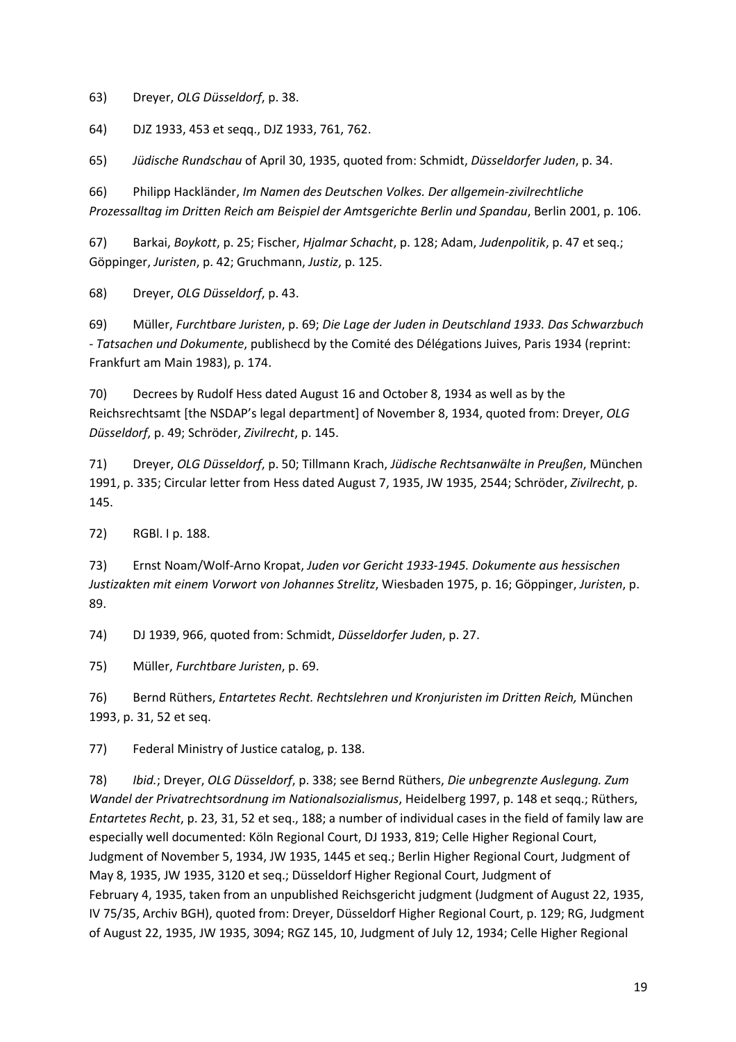63) Dreyer, *OLG Düsseldorf*, p. 38.

64) DJZ 1933, 453 et seqq., DJZ 1933, 761, 762.

65) *Jüdische Rundschau* of April 30, 1935, quoted from: Schmidt, *Düsseldorfer Juden*, p. 34.

66) Philipp Hackländer, *Im Namen des Deutschen Volkes. Der allgemein-zivilrechtliche Prozessalltag im Dritten Reich am Beispiel der Amtsgerichte Berlin und Spandau*, Berlin 2001, p. 106.

67) Barkai, *Boykott*, p. 25; Fischer, *Hjalmar Schacht*, p. 128; Adam, *Judenpolitik*, p. 47 et seq.; Göppinger, *Juristen*, p. 42; Gruchmann, *Justiz*, p. 125.

68) Dreyer, *OLG Düsseldorf*, p. 43.

69) Müller, *Furchtbare Juristen*, p. 69; *Die Lage der Juden in Deutschland 1933. Das Schwarzbuch - Tatsachen und Dokumente*, publishecd by the Comité des Délégations Juives, Paris 1934 (reprint: Frankfurt am Main 1983), p. 174.

70) Decrees by Rudolf Hess dated August 16 and October 8, 1934 as well as by the Reichsrechtsamt [the NSDAP's legal department] of November 8, 1934, quoted from: Dreyer, *OLG Düsseldorf*, p. 49; Schröder, *Zivilrecht*, p. 145.

71) Dreyer, *OLG Düsseldorf*, p. 50; Tillmann Krach, *Jüdische Rechtsanwälte in Preußen*, München 1991, p. 335; Circular letter from Hess dated August 7, 1935, JW 1935, 2544; Schröder, *Zivilrecht*, p. 145.

72) RGBl. I p. 188.

73) Ernst Noam/Wolf-Arno Kropat, *Juden vor Gericht 1933-1945. Dokumente aus hessischen Justizakten mit einem Vorwort von Johannes Strelitz*, Wiesbaden 1975, p. 16; Göppinger, *Juristen*, p. 89.

74) DJ 1939, 966, quoted from: Schmidt, *Düsseldorfer Juden*, p. 27.

75) Müller, *Furchtbare Juristen*, p. 69.

76) Bernd Rüthers, *Entartetes Recht. Rechtslehren und Kronjuristen im Dritten Reich,* München 1993, p. 31, 52 et seq.

77) Federal Ministry of Justice catalog, p. 138.

78) *Ibid.*; Dreyer, *OLG Düsseldorf*, p. 338; see Bernd Rüthers, *Die unbegrenzte Auslegung. Zum Wandel der Privatrechtsordnung im Nationalsozialismus*, Heidelberg 1997, p. 148 et seqq.; Rüthers, *Entartetes Recht*, p. 23, 31, 52 et seq., 188; a number of individual cases in the field of family law are especially well documented: Köln Regional Court, DJ 1933, 819; Celle Higher Regional Court, Judgment of November 5, 1934, JW 1935, 1445 et seq.; Berlin Higher Regional Court, Judgment of May 8, 1935, JW 1935, 3120 et seq.; Düsseldorf Higher Regional Court, Judgment of February 4, 1935, taken from an unpublished Reichsgericht judgment (Judgment of August 22, 1935, IV 75/35, Archiv BGH), quoted from: Dreyer, Düsseldorf Higher Regional Court, p. 129; RG, Judgment of August 22, 1935, JW 1935, 3094; RGZ 145, 10, Judgment of July 12, 1934; Celle Higher Regional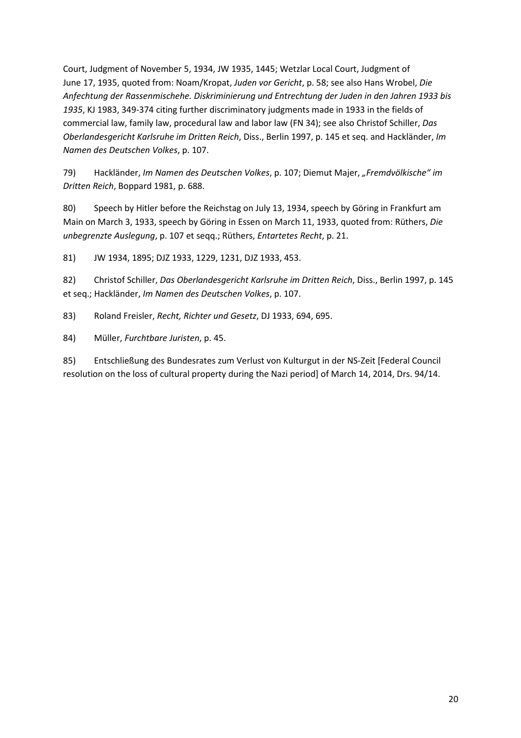Court, Judgment of November 5, 1934, JW 1935, 1445; Wetzlar Local Court, Judgment of June 17, 1935, quoted from: Noam/Kropat, *Juden vor Gericht*, p. 58; see also Hans Wrobel, *Die Anfechtung der Rassenmischehe. Diskriminierung und Entrechtung der Juden in den Jahren 1933 bis 1935*, KJ 1983, 349-374 citing further discriminatory judgments made in 1933 in the fields of commercial law, family law, procedural law and labor law (FN 34); see also Christof Schiller, *Das Oberlandesgericht Karlsruhe im Dritten Reich*, Diss., Berlin 1997, p. 145 et seq. and Hackländer, *Im Namen des Deutschen Volkes*, p. 107.

79) Hackländer, *Im Namen des Deutschen Volkes*, p. 107; Diemut Majer, *„Fremdvölkische" im Dritten Reich*, Boppard 1981, p. 688.

80) Speech by Hitler before the Reichstag on July 13, 1934, speech by Göring in Frankfurt am Main on March 3, 1933, speech by Göring in Essen on March 11, 1933, quoted from: Rüthers, *Die unbegrenzte Auslegung*, p. 107 et seqq.; Rüthers, *Entartetes Recht*, p. 21.

81) JW 1934, 1895; DJZ 1933, 1229, 1231, DJZ 1933, 453.

82) Christof Schiller, *Das Oberlandesgericht Karlsruhe im Dritten Reich*, Diss., Berlin 1997, p. 145 et seq.; Hackländer, *Im Namen des Deutschen Volkes*, p. 107.

83) Roland Freisler, *Recht, Richter und Gesetz*, DJ 1933, 694, 695.

84) Müller, *Furchtbare Juristen*, p. 45.

85) Entschließung des Bundesrates zum Verlust von Kulturgut in der NS-Zeit [Federal Council resolution on the loss of cultural property during the Nazi period] of March 14, 2014, Drs. 94/14.